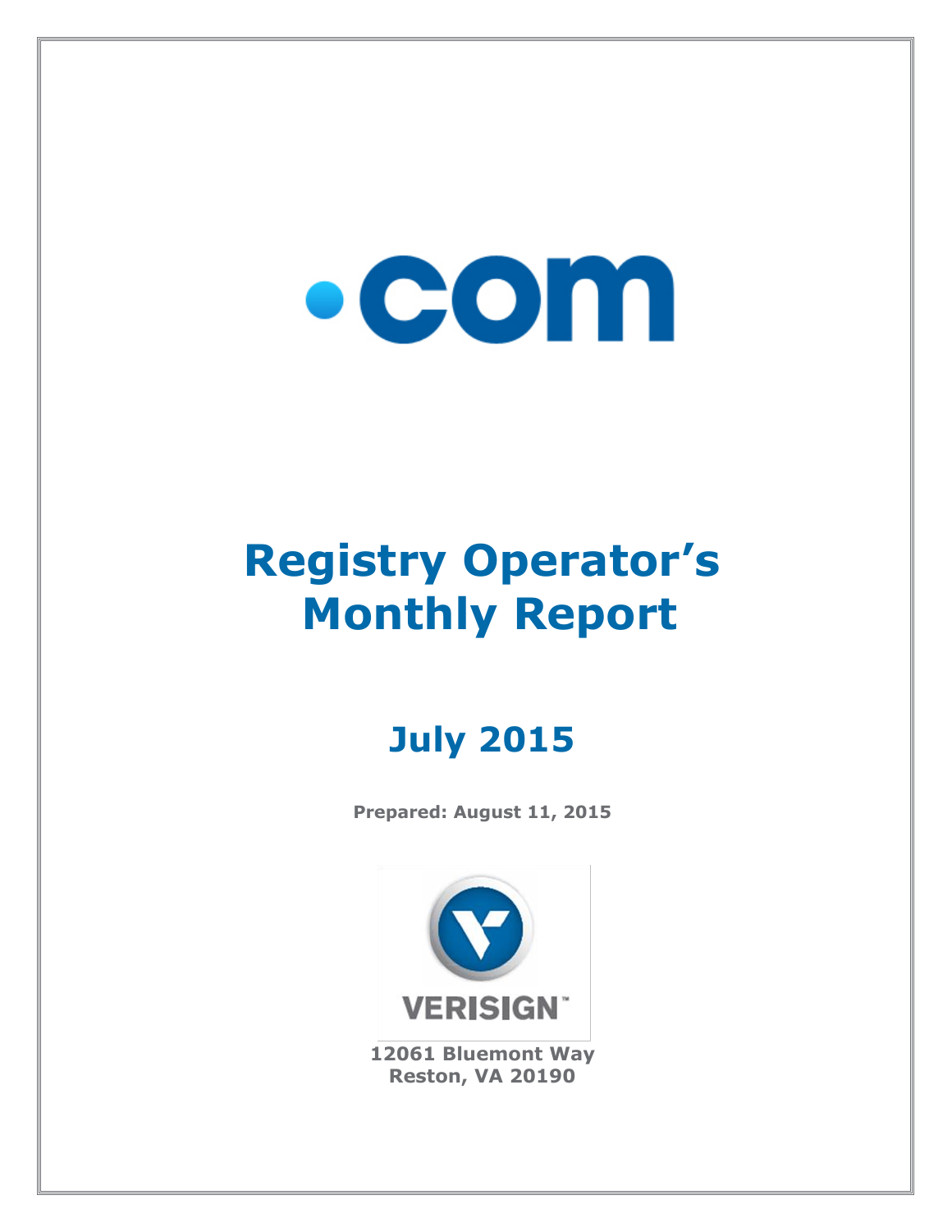.com

# Registry Operator's Monthly Report

## July 2015

**Prepared: August 11, 2015**

VERISIGN™

**12061 Bluemont Way**
**Reston, VA 20190**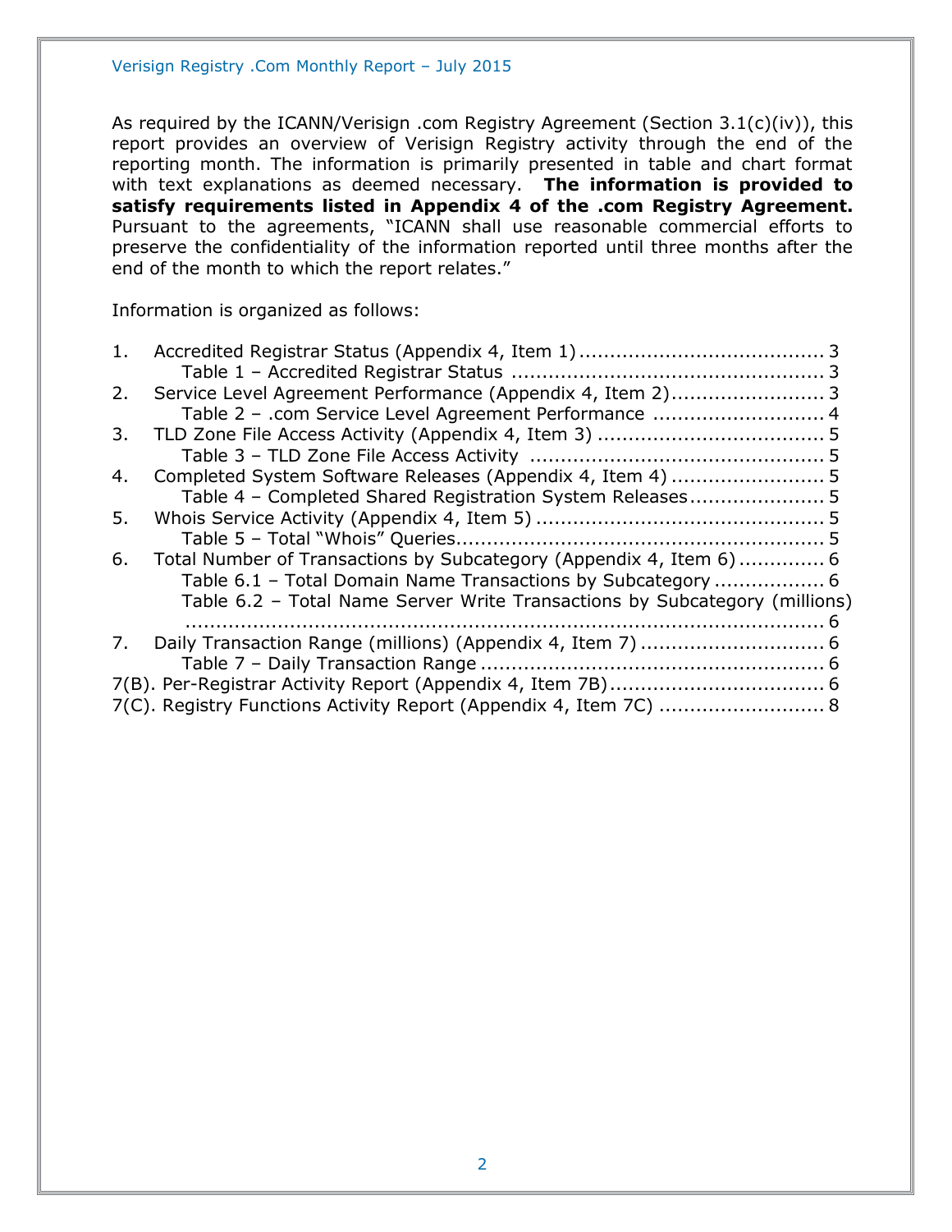As required by the ICANN/Verisign .com Registry Agreement (Section 3.1(c)(iv)), this report provides an overview of Verisign Registry activity through the end of the reporting month. The information is primarily presented in table and chart format with text explanations as deemed necessary. **The information is provided to satisfy requirements listed in Appendix 4 of the .com Registry Agreement.** Pursuant to the agreements, "ICANN shall use reasonable commercial efforts to preserve the confidentiality of the information reported until three months after the end of the month to which the report relates."

Information is organized as follows:

1. Accredited Registrar Status (Appendix 4, Item 1) ........................................ 3
   - Table 1 – Accredited Registrar Status ................................................... 3
2. Service Level Agreement Performance (Appendix 4, Item 2)......................... 3
   - Table 2 – .com Service Level Agreement Performance ............................ 4
3. TLD Zone File Access Activity (Appendix 4, Item 3) ..................................... 5
   - Table 3 – TLD Zone File Access Activity ................................................ 5
4. Completed System Software Releases (Appendix 4, Item 4) ......................... 5
   - Table 4 – Completed Shared Registration System Releases...................... 5
5. Whois Service Activity (Appendix 4, Item 5) ............................................... 5
   - Table 5 – Total "Whois" Queries............................................................ 5
6. Total Number of Transactions by Subcategory (Appendix 4, Item 6).............. 6
   - Table 6.1 – Total Domain Name Transactions by Subcategory .................. 6
   - Table 6.2 – Total Name Server Write Transactions by Subcategory (millions) ........................................................................................................ 6
7. Daily Transaction Range (millions) (Appendix 4, Item 7) .............................. 6
   - Table 7 – Daily Transaction Range ........................................................ 6

7(B). Per-Registrar Activity Report (Appendix 4, Item 7B)................................... 6

7(C). Registry Functions Activity Report (Appendix 4, Item 7C) ........................... 8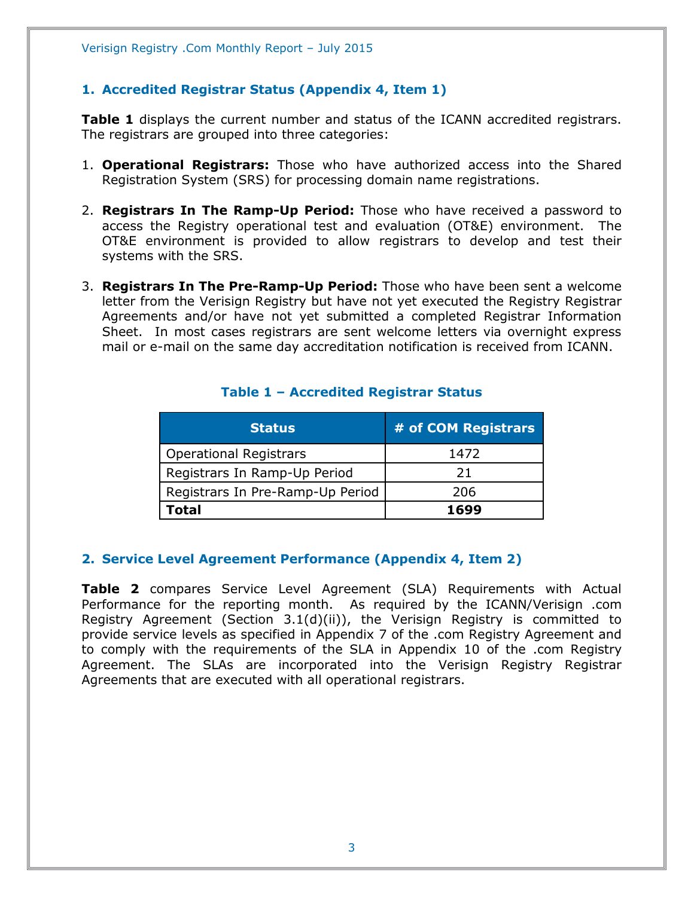## 1. Accredited Registrar Status (Appendix 4, Item 1)

**Table 1** displays the current number and status of the ICANN accredited registrars. The registrars are grouped into three categories:

1. **Operational Registrars:** Those who have authorized access into the Shared Registration System (SRS) for processing domain name registrations.

2. **Registrars In The Ramp-Up Period:** Those who have received a password to access the Registry operational test and evaluation (OT&E) environment. The OT&E environment is provided to allow registrars to develop and test their systems with the SRS.

3. **Registrars In The Pre-Ramp-Up Period:** Those who have been sent a welcome letter from the Verisign Registry but have not yet executed the Registry Registrar Agreements and/or have not yet submitted a completed Registrar Information Sheet. In most cases registrars are sent welcome letters via overnight express mail or e-mail on the same day accreditation notification is received from ICANN.

### Table 1 – Accredited Registrar Status

| Status | # of COM Registrars |
|---|---|
| Operational Registrars | 1472 |
| Registrars In Ramp-Up Period | 21 |
| Registrars In Pre-Ramp-Up Period | 206 |
| **Total** | **1699** |

## 2. Service Level Agreement Performance (Appendix 4, Item 2)

**Table 2** compares Service Level Agreement (SLA) Requirements with Actual Performance for the reporting month. As required by the ICANN/Verisign .com Registry Agreement (Section 3.1(d)(ii)), the Verisign Registry is committed to provide service levels as specified in Appendix 7 of the .com Registry Agreement and to comply with the requirements of the SLA in Appendix 10 of the .com Registry Agreement. The SLAs are incorporated into the Verisign Registry Registrar Agreements that are executed with all operational registrars.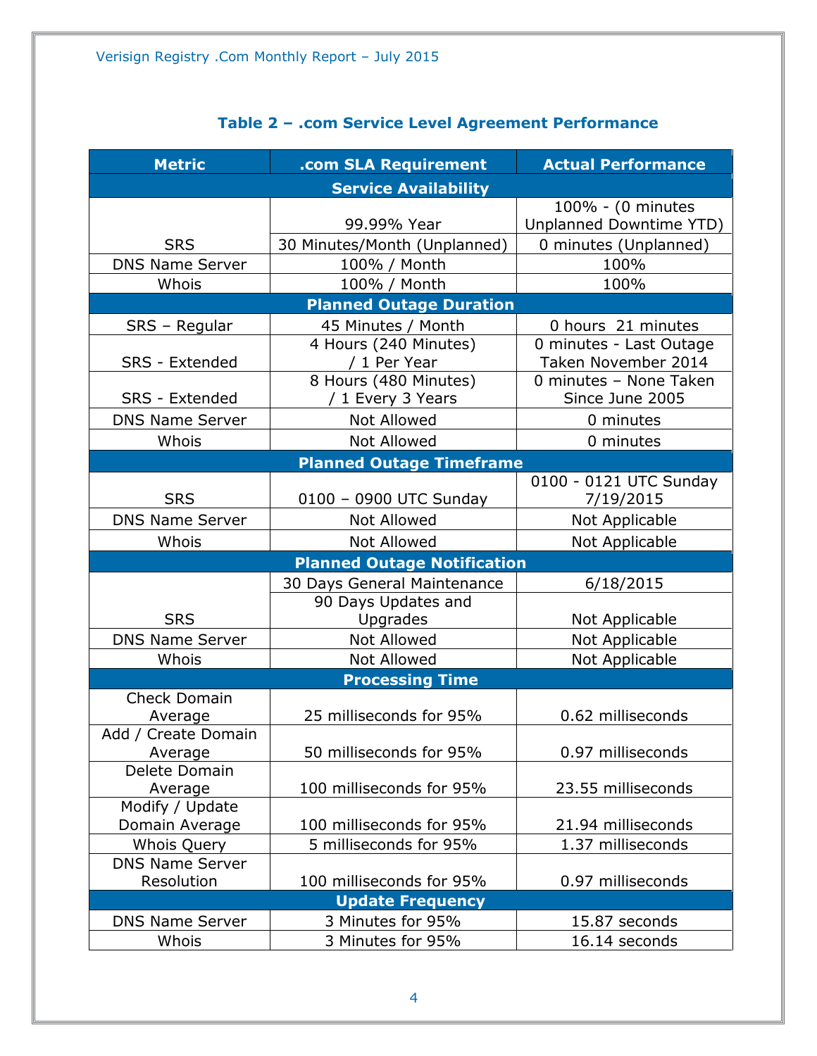### Table 2 – .com Service Level Agreement Performance

| Metric | .com SLA Requirement | Actual Performance |
|---|---|---|
| **Service Availability** | | |
| SRS | 99.99% Year | 100% - (0 minutes Unplanned Downtime YTD) |
| | 30 Minutes/Month (Unplanned) | 0 minutes (Unplanned) |
| DNS Name Server | 100% / Month | 100% |
| Whois | 100% / Month | 100% |
| **Planned Outage Duration** | | |
| SRS – Regular | 45 Minutes / Month | 0 hours 21 minutes |
| SRS - Extended | 4 Hours (240 Minutes) / 1 Per Year | 0 minutes - Last Outage Taken November 2014 |
| SRS - Extended | 8 Hours (480 Minutes) / 1 Every 3 Years | 0 minutes – None Taken Since June 2005 |
| DNS Name Server | Not Allowed | 0 minutes |
| Whois | Not Allowed | 0 minutes |
| **Planned Outage Timeframe** | | |
| SRS | 0100 – 0900 UTC Sunday | 0100 - 0121 UTC Sunday 7/19/2015 |
| DNS Name Server | Not Allowed | Not Applicable |
| Whois | Not Allowed | Not Applicable |
| **Planned Outage Notification** | | |
| SRS | 30 Days General Maintenance | 6/18/2015 |
| | 90 Days Updates and Upgrades | Not Applicable |
| DNS Name Server | Not Allowed | Not Applicable |
| Whois | Not Allowed | Not Applicable |
| **Processing Time** | | |
| Check Domain Average | 25 milliseconds for 95% | 0.62 milliseconds |
| Add / Create Domain Average | 50 milliseconds for 95% | 0.97 milliseconds |
| Delete Domain Average | 100 milliseconds for 95% | 23.55 milliseconds |
| Modify / Update Domain Average | 100 milliseconds for 95% | 21.94 milliseconds |
| Whois Query | 5 milliseconds for 95% | 1.37 milliseconds |
| DNS Name Server Resolution | 100 milliseconds for 95% | 0.97 milliseconds |
| **Update Frequency** | | |
| DNS Name Server | 3 Minutes for 95% | 15.87 seconds |
| Whois | 3 Minutes for 95% | 16.14 seconds |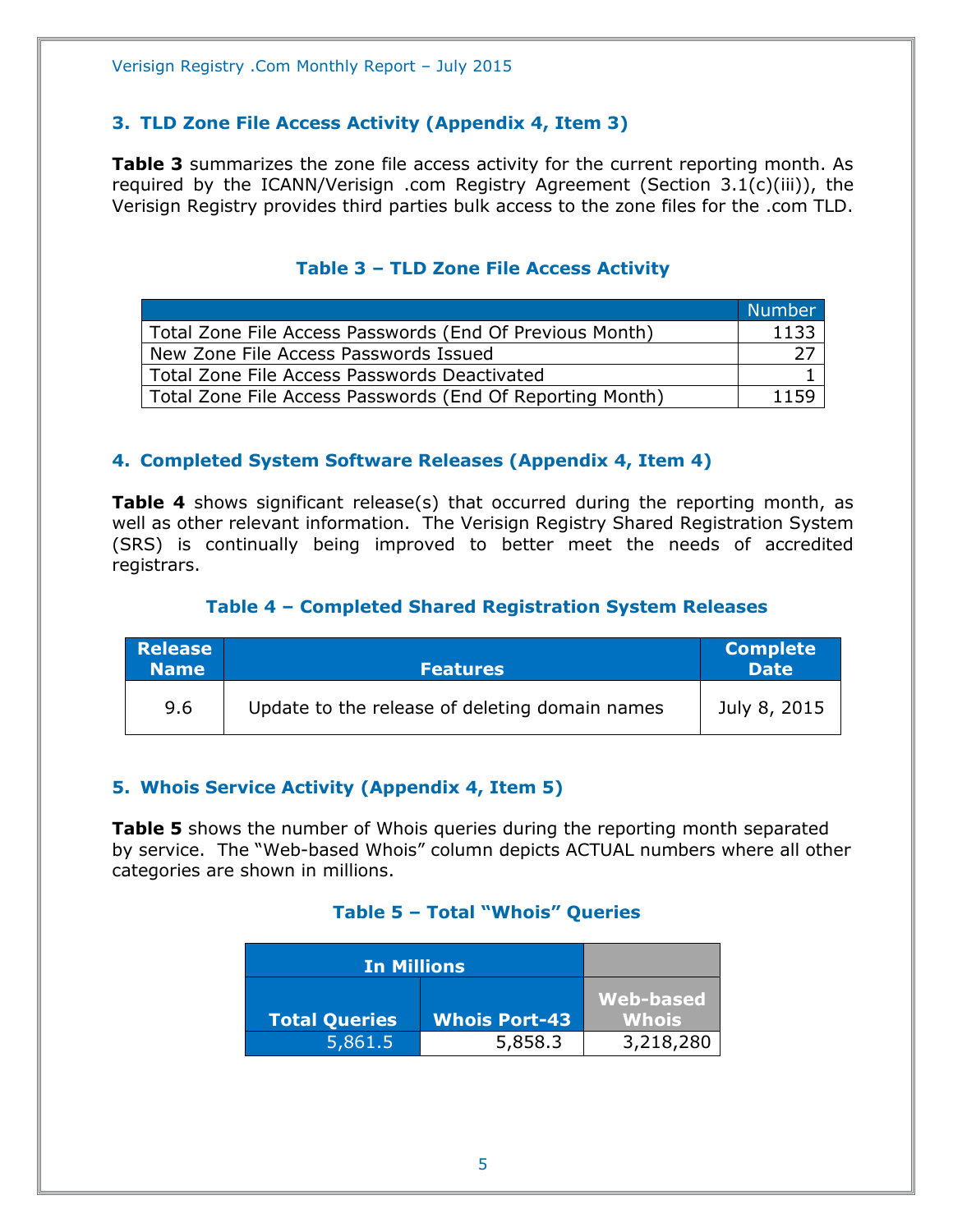## 3. TLD Zone File Access Activity (Appendix 4, Item 3)

**Table 3** summarizes the zone file access activity for the current reporting month. As required by the ICANN/Verisign .com Registry Agreement (Section 3.1(c)(iii)), the Verisign Registry provides third parties bulk access to the zone files for the .com TLD.

### Table 3 – TLD Zone File Access Activity

| | Number |
|---|---|
| Total Zone File Access Passwords (End Of Previous Month) | 1133 |
| New Zone File Access Passwords Issued | 27 |
| Total Zone File Access Passwords Deactivated | 1 |
| Total Zone File Access Passwords (End Of Reporting Month) | 1159 |

## 4. Completed System Software Releases (Appendix 4, Item 4)

**Table 4** shows significant release(s) that occurred during the reporting month, as well as other relevant information. The Verisign Registry Shared Registration System (SRS) is continually being improved to better meet the needs of accredited registrars.

### Table 4 – Completed Shared Registration System Releases

| Release Name | Features | Complete Date |
|---|---|---|
| 9.6 | Update to the release of deleting domain names | July 8, 2015 |

## 5. Whois Service Activity (Appendix 4, Item 5)

**Table 5** shows the number of Whois queries during the reporting month separated by service. The "Web-based Whois" column depicts ACTUAL numbers where all other categories are shown in millions.

### Table 5 – Total "Whois" Queries

| In Millions | | |
|---|---|---|
| **Total Queries** | **Whois Port-43** | **Web-based Whois** |
| 5,861.5 | 5,858.3 | 3,218,280 |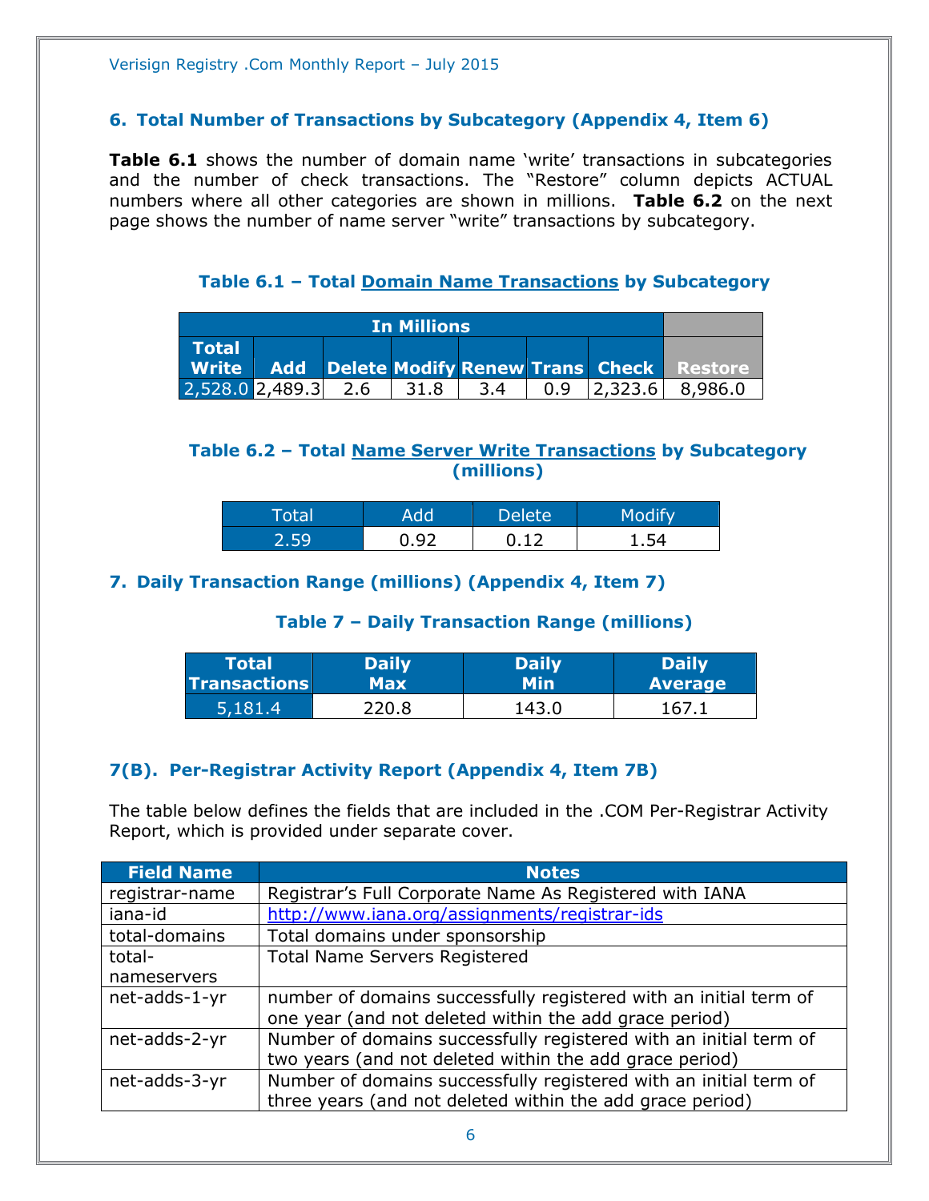## 6. Total Number of Transactions by Subcategory (Appendix 4, Item 6)

**Table 6.1** shows the number of domain name 'write' transactions in subcategories and the number of check transactions. The "Restore" column depicts ACTUAL numbers where all other categories are shown in millions. **Table 6.2** on the next page shows the number of name server "write" transactions by subcategory.

### Table 6.1 – Total Domain Name Transactions by Subcategory

| In Millions | | | | | | | |
|---|---|---|---|---|---|---|---|
| Total Write | Add | Delete | Modify | Renew | Trans | Check | Restore |
| 2,528.0 | 2,489.3 | 2.6 | 31.8 | 3.4 | 0.9 | 2,323.6 | 8,986.0 |

### Table 6.2 – Total Name Server Write Transactions by Subcategory (millions)

| Total | Add | Delete | Modify |
|---|---|---|---|
| 2.59 | 0.92 | 0.12 | 1.54 |

## 7. Daily Transaction Range (millions) (Appendix 4, Item 7)

### Table 7 – Daily Transaction Range (millions)

| Total Transactions | Daily Max | Daily Min | Daily Average |
|---|---|---|---|
| 5,181.4 | 220.8 | 143.0 | 167.1 |

## 7(B). Per-Registrar Activity Report (Appendix 4, Item 7B)

The table below defines the fields that are included in the .COM Per-Registrar Activity Report, which is provided under separate cover.

| Field Name | Notes |
|---|---|
| registrar-name | Registrar's Full Corporate Name As Registered with IANA |
| iana-id | http://www.iana.org/assignments/registrar-ids |
| total-domains | Total domains under sponsorship |
| total-nameservers | Total Name Servers Registered |
| net-adds-1-yr | number of domains successfully registered with an initial term of one year (and not deleted within the add grace period) |
| net-adds-2-yr | Number of domains successfully registered with an initial term of two years (and not deleted within the add grace period) |
| net-adds-3-yr | Number of domains successfully registered with an initial term of three years (and not deleted within the add grace period) |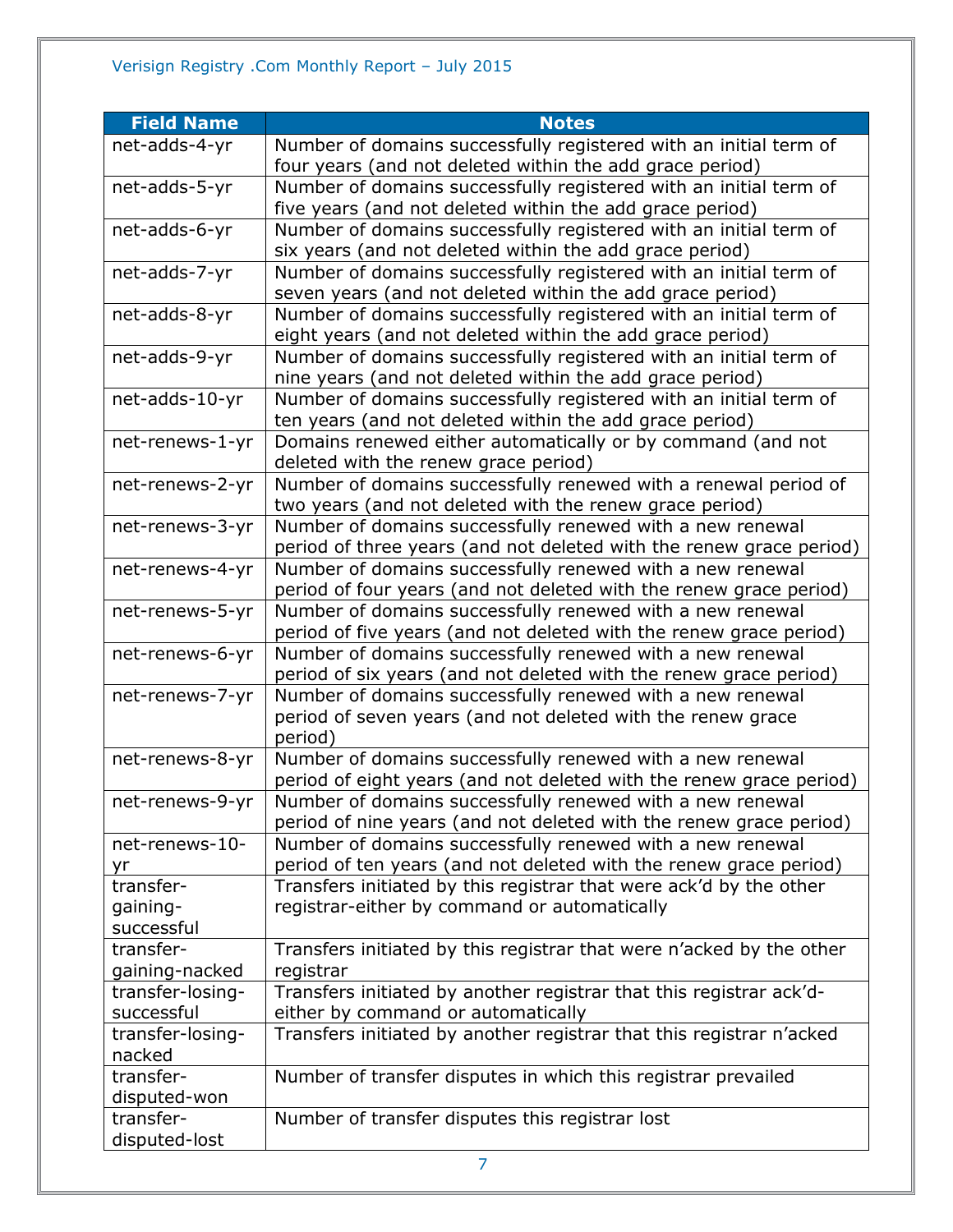| Field Name | Notes |
|---|---|
| net-adds-4-yr | Number of domains successfully registered with an initial term of four years (and not deleted within the add grace period) |
| net-adds-5-yr | Number of domains successfully registered with an initial term of five years (and not deleted within the add grace period) |
| net-adds-6-yr | Number of domains successfully registered with an initial term of six years (and not deleted within the add grace period) |
| net-adds-7-yr | Number of domains successfully registered with an initial term of seven years (and not deleted within the add grace period) |
| net-adds-8-yr | Number of domains successfully registered with an initial term of eight years (and not deleted within the add grace period) |
| net-adds-9-yr | Number of domains successfully registered with an initial term of nine years (and not deleted within the add grace period) |
| net-adds-10-yr | Number of domains successfully registered with an initial term of ten years (and not deleted within the add grace period) |
| net-renews-1-yr | Domains renewed either automatically or by command (and not deleted with the renew grace period) |
| net-renews-2-yr | Number of domains successfully renewed with a renewal period of two years (and not deleted with the renew grace period) |
| net-renews-3-yr | Number of domains successfully renewed with a new renewal period of three years (and not deleted with the renew grace period) |
| net-renews-4-yr | Number of domains successfully renewed with a new renewal period of four years (and not deleted with the renew grace period) |
| net-renews-5-yr | Number of domains successfully renewed with a new renewal period of five years (and not deleted with the renew grace period) |
| net-renews-6-yr | Number of domains successfully renewed with a new renewal period of six years (and not deleted with the renew grace period) |
| net-renews-7-yr | Number of domains successfully renewed with a new renewal period of seven years (and not deleted with the renew grace period) |
| net-renews-8-yr | Number of domains successfully renewed with a new renewal period of eight years (and not deleted with the renew grace period) |
| net-renews-9-yr | Number of domains successfully renewed with a new renewal period of nine years (and not deleted with the renew grace period) |
| net-renews-10-yr | Number of domains successfully renewed with a new renewal period of ten years (and not deleted with the renew grace period) |
| transfer-gaining-successful | Transfers initiated by this registrar that were ack'd by the other registrar-either by command or automatically |
| transfer-gaining-nacked | Transfers initiated by this registrar that were n'acked by the other registrar |
| transfer-losing-successful | Transfers initiated by another registrar that this registrar ack'd-either by command or automatically |
| transfer-losing-nacked | Transfers initiated by another registrar that this registrar n'acked |
| transfer-disputed-won | Number of transfer disputes in which this registrar prevailed |
| transfer-disputed-lost | Number of transfer disputes this registrar lost |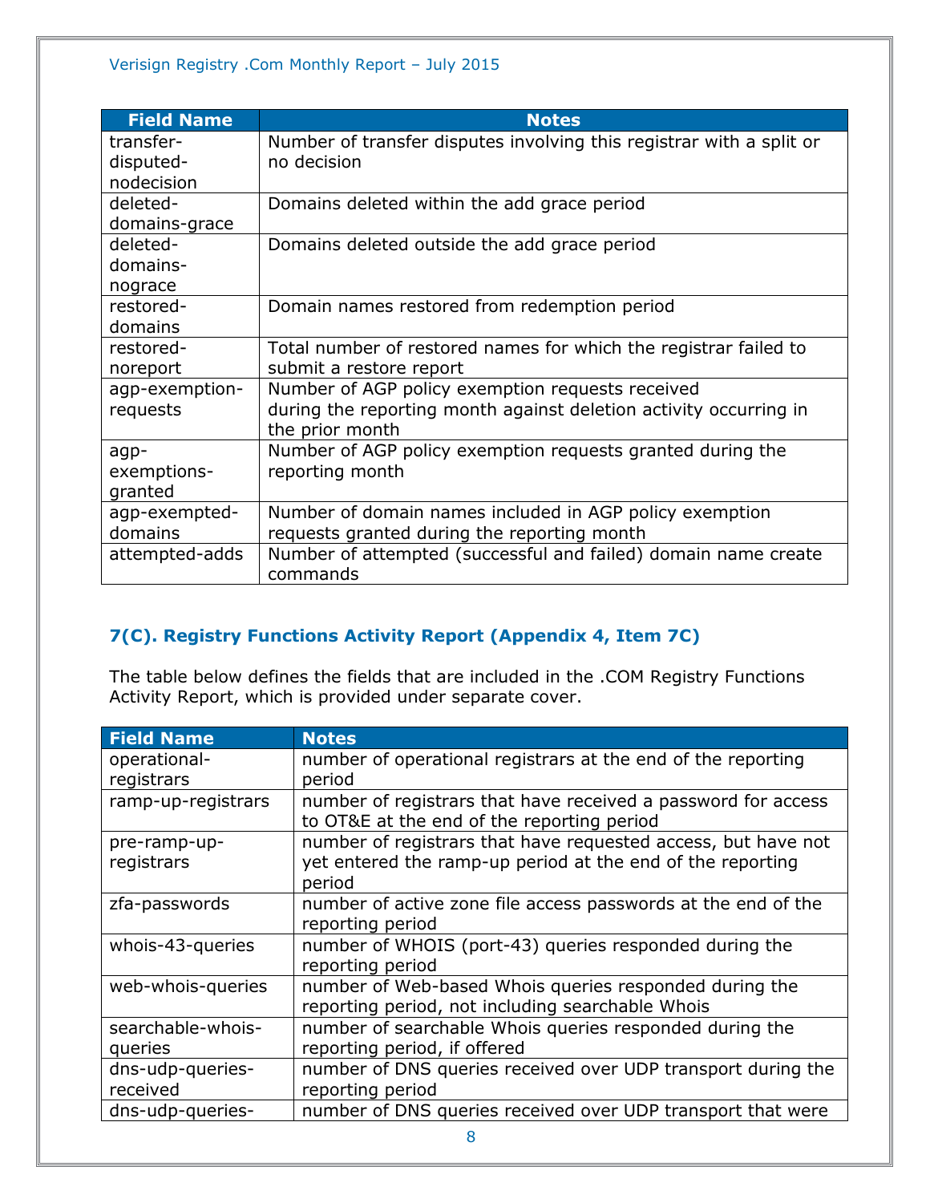| Field Name | Notes |
|---|---|
| transfer-disputed-nodecision | Number of transfer disputes involving this registrar with a split or no decision |
| deleted-domains-grace | Domains deleted within the add grace period |
| deleted-domains-nograce | Domains deleted outside the add grace period |
| restored-domains | Domain names restored from redemption period |
| restored-noreport | Total number of restored names for which the registrar failed to submit a restore report |
| agp-exemption-requests | Number of AGP policy exemption requests received during the reporting month against deletion activity occurring in the prior month |
| agp-exemptions-granted | Number of AGP policy exemption requests granted during the reporting month |
| agp-exempted-domains | Number of domain names included in AGP policy exemption requests granted during the reporting month |
| attempted-adds | Number of attempted (successful and failed) domain name create commands |

## 7(C). Registry Functions Activity Report (Appendix 4, Item 7C)

The table below defines the fields that are included in the .COM Registry Functions Activity Report, which is provided under separate cover.

| Field Name | Notes |
|---|---|
| operational-registrars | number of operational registrars at the end of the reporting period |
| ramp-up-registrars | number of registrars that have received a password for access to OT&E at the end of the reporting period |
| pre-ramp-up-registrars | number of registrars that have requested access, but have not yet entered the ramp-up period at the end of the reporting period |
| zfa-passwords | number of active zone file access passwords at the end of the reporting period |
| whois-43-queries | number of WHOIS (port-43) queries responded during the reporting period |
| web-whois-queries | number of Web-based Whois queries responded during the reporting period, not including searchable Whois |
| searchable-whois-queries | number of searchable Whois queries responded during the reporting period, if offered |
| dns-udp-queries-received | number of DNS queries received over UDP transport during the reporting period |
| dns-udp-queries- | number of DNS queries received over UDP transport that were |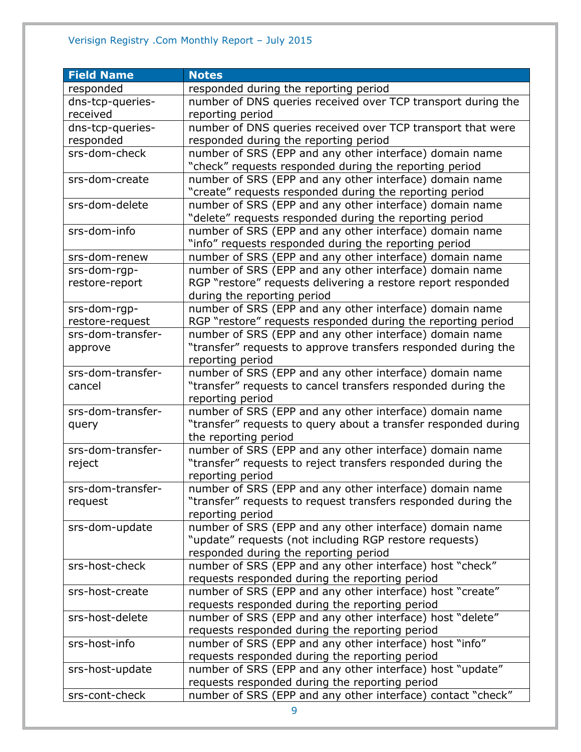| Field Name | Notes |
|---|---|
| responded | responded during the reporting period |
| dns-tcp-queries-received | number of DNS queries received over TCP transport during the reporting period |
| dns-tcp-queries-responded | number of DNS queries received over TCP transport that were responded during the reporting period |
| srs-dom-check | number of SRS (EPP and any other interface) domain name “check” requests responded during the reporting period |
| srs-dom-create | number of SRS (EPP and any other interface) domain name “create” requests responded during the reporting period |
| srs-dom-delete | number of SRS (EPP and any other interface) domain name “delete” requests responded during the reporting period |
| srs-dom-info | number of SRS (EPP and any other interface) domain name “info” requests responded during the reporting period |
| srs-dom-renew | number of SRS (EPP and any other interface) domain name |
| srs-dom-rgp-restore-report | number of SRS (EPP and any other interface) domain name RGP “restore” requests delivering a restore report responded during the reporting period |
| srs-dom-rgp-restore-request | number of SRS (EPP and any other interface) domain name RGP “restore” requests responded during the reporting period |
| srs-dom-transfer-approve | number of SRS (EPP and any other interface) domain name “transfer” requests to approve transfers responded during the reporting period |
| srs-dom-transfer-cancel | number of SRS (EPP and any other interface) domain name “transfer” requests to cancel transfers responded during the reporting period |
| srs-dom-transfer-query | number of SRS (EPP and any other interface) domain name “transfer” requests to query about a transfer responded during the reporting period |
| srs-dom-transfer-reject | number of SRS (EPP and any other interface) domain name “transfer” requests to reject transfers responded during the reporting period |
| srs-dom-transfer-request | number of SRS (EPP and any other interface) domain name “transfer” requests to request transfers responded during the reporting period |
| srs-dom-update | number of SRS (EPP and any other interface) domain name “update” requests (not including RGP restore requests) responded during the reporting period |
| srs-host-check | number of SRS (EPP and any other interface) host “check” requests responded during the reporting period |
| srs-host-create | number of SRS (EPP and any other interface) host “create” requests responded during the reporting period |
| srs-host-delete | number of SRS (EPP and any other interface) host “delete” requests responded during the reporting period |
| srs-host-info | number of SRS (EPP and any other interface) host “info” requests responded during the reporting period |
| srs-host-update | number of SRS (EPP and any other interface) host “update” requests responded during the reporting period |
| srs-cont-check | number of SRS (EPP and any other interface) contact “check” |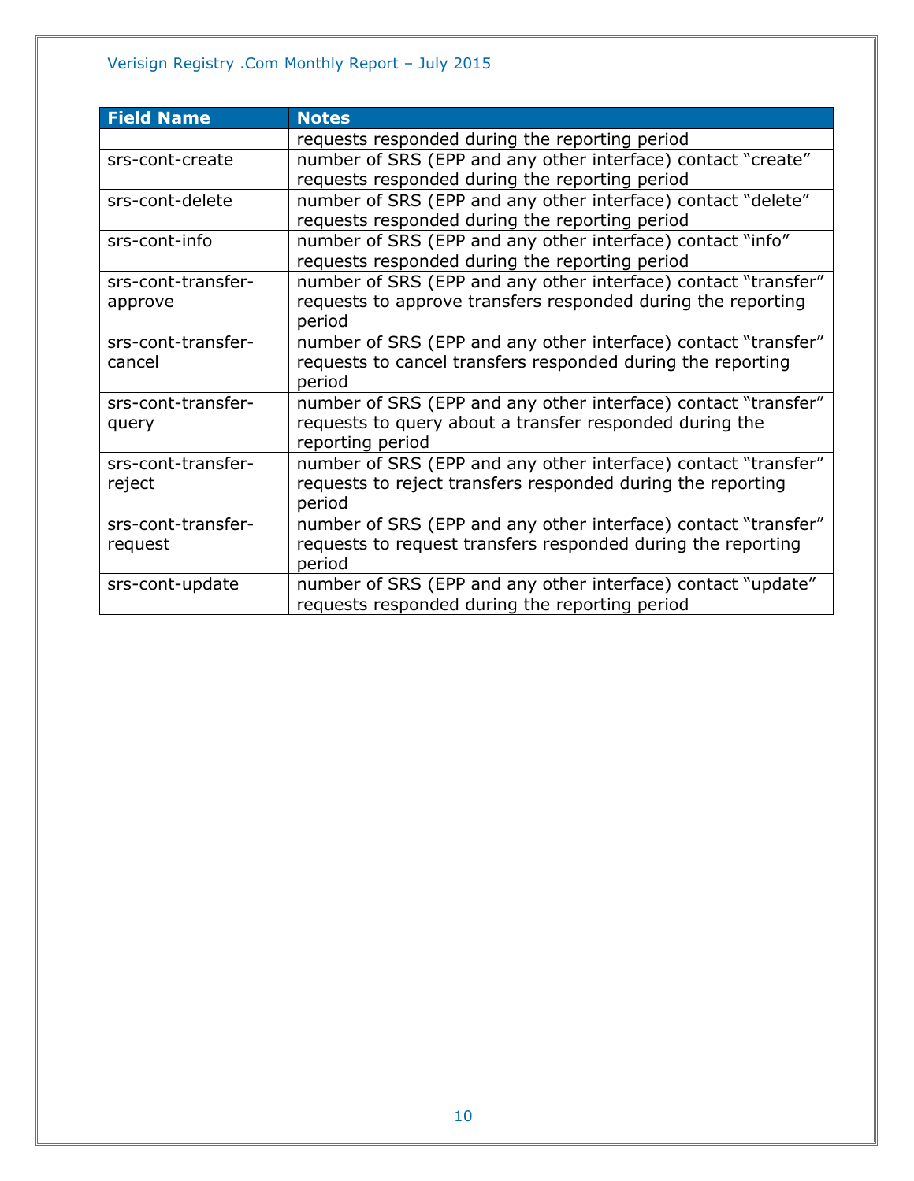| Field Name | Notes |
|---|---|
| | requests responded during the reporting period |
| srs-cont-create | number of SRS (EPP and any other interface) contact “create” requests responded during the reporting period |
| srs-cont-delete | number of SRS (EPP and any other interface) contact “delete” requests responded during the reporting period |
| srs-cont-info | number of SRS (EPP and any other interface) contact “info” requests responded during the reporting period |
| srs-cont-transfer-approve | number of SRS (EPP and any other interface) contact “transfer” requests to approve transfers responded during the reporting period |
| srs-cont-transfer-cancel | number of SRS (EPP and any other interface) contact “transfer” requests to cancel transfers responded during the reporting period |
| srs-cont-transfer-query | number of SRS (EPP and any other interface) contact “transfer” requests to query about a transfer responded during the reporting period |
| srs-cont-transfer-reject | number of SRS (EPP and any other interface) contact “transfer” requests to reject transfers responded during the reporting period |
| srs-cont-transfer-request | number of SRS (EPP and any other interface) contact “transfer” requests to request transfers responded during the reporting period |
| srs-cont-update | number of SRS (EPP and any other interface) contact “update” requests responded during the reporting period |